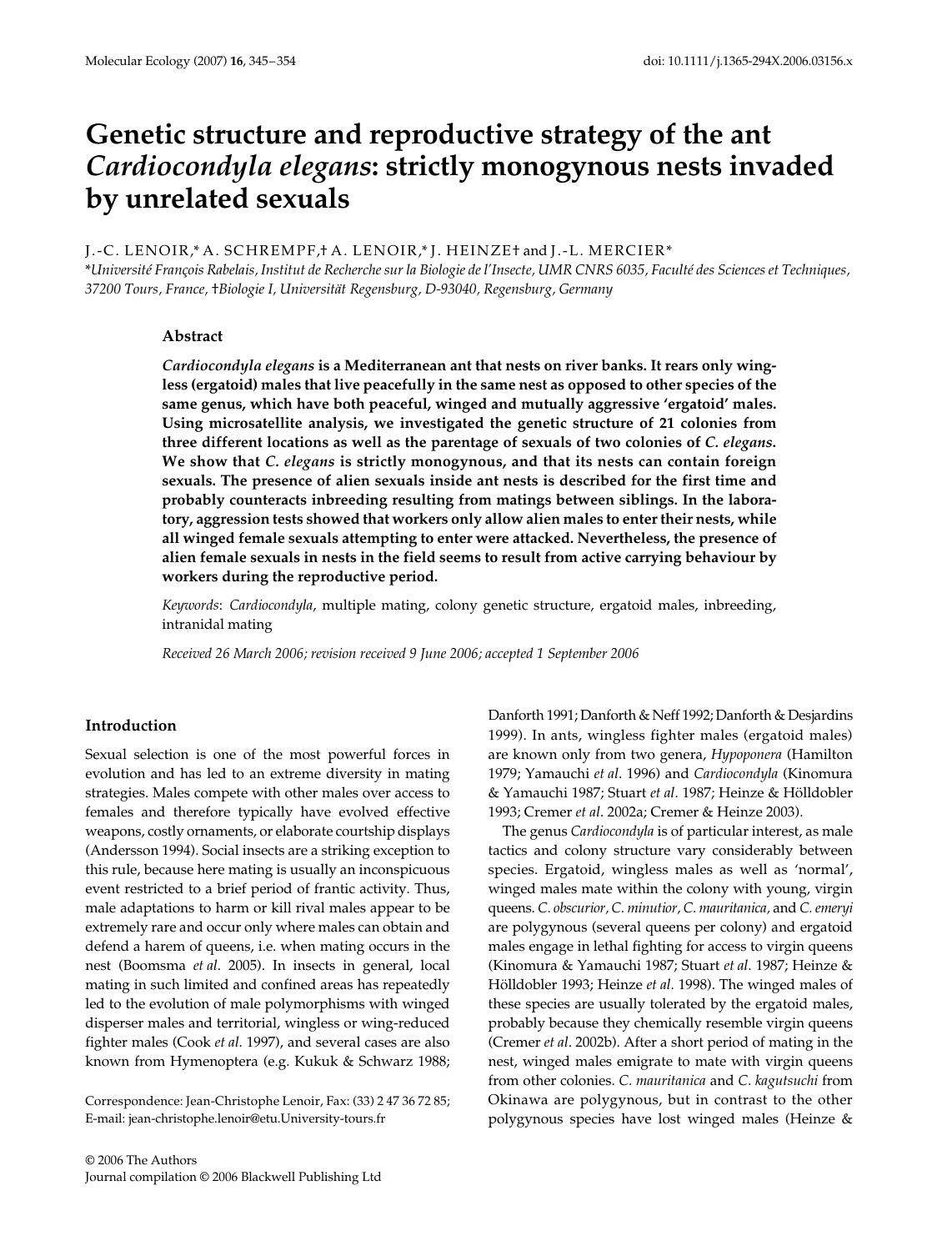# Genetic structure and reproductive strategy of the ant *Cardiocondyla elegans*: strictly monogynous nests invaded by unrelated sexuals

J.-C. LENOIR,* A. SCHREMPF,† A. LENOIR,* J. HEINZE† and J.-L. MERCIER*

*Université François Rabelais, Institut de Recherche sur la Biologie de l'Insecte, UMR CNRS 6035, Faculté des Sciences et Techniques, 37200 Tours, France, †Biologie I, Universität Regensburg, D-93040, Regensburg, Germany

### Abstract

***Cardiocondyla elegans*** **is a Mediterranean ant that nests on river banks. It rears only wingless (ergatoid) males that live peacefully in the same nest as opposed to other species of the same genus, which have both peaceful, winged and mutually aggressive 'ergatoid' males. Using microsatellite analysis, we investigated the genetic structure of 21 colonies from three different locations as well as the parentage of sexuals of two colonies of *C. elegans*. We show that *C. elegans* is strictly monogynous, and that its nests can contain foreign sexuals. The presence of alien sexuals inside ant nests is described for the first time and probably counteracts inbreeding resulting from matings between siblings. In the laboratory, aggression tests showed that workers only allow alien males to enter their nests, while all winged female sexuals attempting to enter were attacked. Nevertheless, the presence of alien female sexuals in nests in the field seems to result from active carrying behaviour by workers during the reproductive period.**

*Keywords*: *Cardiocondyla*, multiple mating, colony genetic structure, ergatoid males, inbreeding, intranidal mating

*Received 26 March 2006; revision received 9 June 2006; accepted 1 September 2006*

## Introduction

Sexual selection is one of the most powerful forces in evolution and has led to an extreme diversity in mating strategies. Males compete with other males over access to females and therefore typically have evolved effective weapons, costly ornaments, or elaborate courtship displays (Andersson 1994). Social insects are a striking exception to this rule, because here mating is usually an inconspicuous event restricted to a brief period of frantic activity. Thus, male adaptations to harm or kill rival males appear to be extremely rare and occur only where males can obtain and defend a harem of queens, i.e. when mating occurs in the nest (Boomsma *et al*. 2005). In insects in general, local mating in such limited and confined areas has repeatedly led to the evolution of male polymorphisms with winged disperser males and territorial, wingless or wing-reduced fighter males (Cook *et al*. 1997), and several cases are also known from Hymenoptera (e.g. Kukuk & Schwarz 1988; Danforth 1991; Danforth & Neff 1992; Danforth & Desjardins 1999). In ants, wingless fighter males (ergatoid males) are known only from two genera, *Hypoponera* (Hamilton 1979; Yamauchi *et al*. 1996) and *Cardiocondyla* (Kinomura & Yamauchi 1987; Stuart *et al*. 1987; Heinze & Hölldobler 1993; Cremer *et al*. 2002a; Cremer & Heinze 2003).

The genus *Cardiocondyla* is of particular interest, as male tactics and colony structure vary considerably between species. Ergatoid, wingless males as well as 'normal', winged males mate within the colony with young, virgin queens. *C. obscurior*, *C. minutior*, *C. mauritanica*, and *C. emeryi* are polygynous (several queens per colony) and ergatoid males engage in lethal fighting for access to virgin queens (Kinomura & Yamauchi 1987; Stuart *et al*. 1987; Heinze & Hölldobler 1993; Heinze *et al*. 1998). The winged males of these species are usually tolerated by the ergatoid males, probably because they chemically resemble virgin queens (Cremer *et al*. 2002b). After a short period of mating in the nest, winged males emigrate to mate with virgin queens from other colonies. *C. mauritanica* and *C. kagutsuchi* from Okinawa are polygynous, but in contrast to the other polygynous species have lost winged males (Heinze &

Correspondence: Jean-Christophe Lenoir, Fax: (33) 2 47 36 72 85; E-mail: jean-christophe.lenoir@etu.University-tours.fr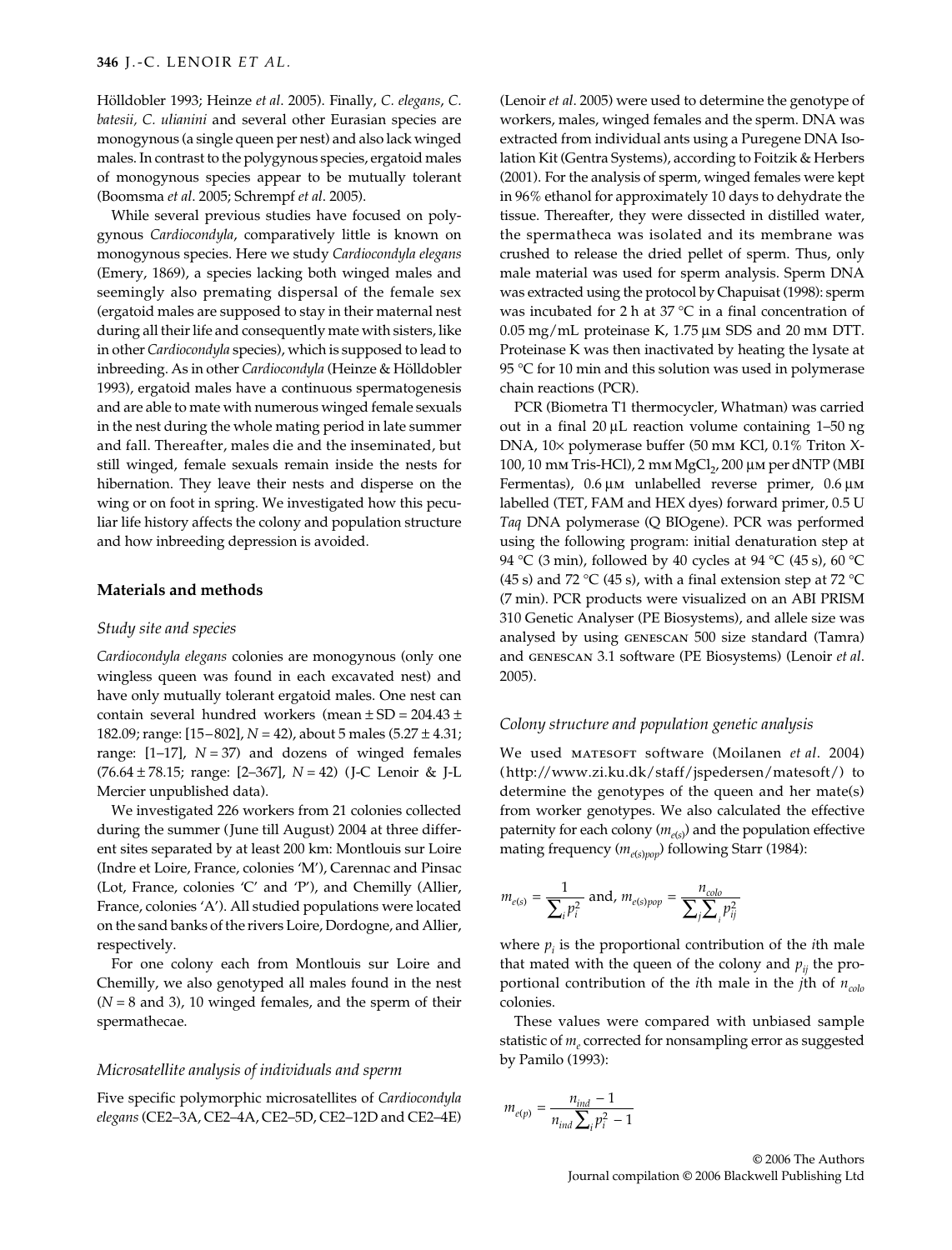Hölldobler 1993; Heinze *et al*. 2005). Finally, *C. elegans*, *C. batesii*, *C. ulianini* and several other Eurasian species are monogynous (a single queen per nest) and also lack winged males. In contrast to the polygynous species, ergatoid males of monogynous species appear to be mutually tolerant (Boomsma *et al*. 2005; Schrempf *et al*. 2005).

While several previous studies have focused on polygynous *Cardiocondyla*, comparatively little is known on monogynous species. Here we study *Cardiocondyla elegans* (Emery, 1869), a species lacking both winged males and seemingly also premating dispersal of the female sex (ergatoid males are supposed to stay in their maternal nest during all their life and consequently mate with sisters, like in other *Cardiocondyla* species), which is supposed to lead to inbreeding. As in other *Cardiocondyla* (Heinze & Hölldobler 1993), ergatoid males have a continuous spermatogenesis and are able to mate with numerous winged female sexuals in the nest during the whole mating period in late summer and fall. Thereafter, males die and the inseminated, but still winged, female sexuals remain inside the nests for hibernation. They leave their nests and disperse on the wing or on foot in spring. We investigated how this peculiar life history affects the colony and population structure and how inbreeding depression is avoided.

## Materials and methods

### Study site and species

*Cardiocondyla elegans* colonies are monogynous (only one wingless queen was found in each excavated nest) and have only mutually tolerant ergatoid males. One nest can contain several hundred workers (mean ± SD = 204.43 ± 182.09; range: [15–802], $N = 42$), about 5 males (5.27 ± 4.31; range: [1–17], $N = 37$) and dozens of winged females (76.64 ± 78.15; range: [2–367], $N = 42$) (J-C Lenoir & J-L Mercier unpublished data).

We investigated 226 workers from 21 colonies collected during the summer (June till August) 2004 at three different sites separated by at least 200 km: Montlouis sur Loire (Indre et Loire, France, colonies 'M'), Carennac and Pinsac (Lot, France, colonies 'C' and 'P'), and Chemilly (Allier, France, colonies 'A'). All studied populations were located on the sand banks of the rivers Loire, Dordogne, and Allier, respectively.

For one colony each from Montlouis sur Loire and Chemilly, we also genotyped all males found in the nest ($N = 8$ and 3), 10 winged females, and the sperm of their spermathecae.

### Microsatellite analysis of individuals and sperm

Five specific polymorphic microsatellites of *Cardiocondyla elegans* (CE2–3A, CE2–4A, CE2–5D, CE2–12D and CE2–4E) (Lenoir *et al*. 2005) were used to determine the genotype of workers, males, winged females and the sperm. DNA was extracted from individual ants using a Puregene DNA Isolation Kit (Gentra Systems), according to Foitzik & Herbers (2001). For the analysis of sperm, winged females were kept in 96% ethanol for approximately 10 days to dehydrate the tissue. Thereafter, they were dissected in distilled water, the spermatheca was isolated and its membrane was crushed to release the dried pellet of sperm. Thus, only male material was used for sperm analysis. Sperm DNA was extracted using the protocol by Chapuisat (1998): sperm was incubated for 2 h at 37 °C in a final concentration of 0.05 mg/mL proteinase K, 1.75 μM SDS and 20 mM DTT. Proteinase K was then inactivated by heating the lysate at 95 °C for 10 min and this solution was used in polymerase chain reactions (PCR).

PCR (Biometra T1 thermocycler, Whatman) was carried out in a final 20 μL reaction volume containing 1–50 ng DNA, 10× polymerase buffer (50 mM KCl, 0.1% Triton X-100, 10 mM Tris-HCl), 2 mM $MgCl_2$, 200 μM per dNTP (MBI Fermentas), 0.6 μM unlabelled reverse primer, 0.6 μM labelled (TET, FAM and HEX dyes) forward primer, 0.5 U *Taq* DNA polymerase (Q BIOgene). PCR was performed using the following program: initial denaturation step at 94 °C (3 min), followed by 40 cycles at 94 °C (45 s), 60 °C (45 s) and 72 °C (45 s), with a final extension step at 72 °C (7 min). PCR products were visualized on an ABI PRISM 310 Genetic Analyser (PE Biosystems), and allele size was analysed by using GENESCAN 500 size standard (Tamra) and GENESCAN 3.1 software (PE Biosystems) (Lenoir *et al*. 2005).

### Colony structure and population genetic analysis

We used MATESOFT software (Moilanen *et al*. 2004) (http://www.zi.ku.dk/staff/jspedersen/matesoft/) to determine the genotypes of the queen and her mate(s) from worker genotypes. We also calculated the effective paternity for each colony ($m_{e(s)}$) and the population effective mating frequency ($m_{e(s)pop}$) following Starr (1984):

$$m_{e(s)} = \frac{1}{\sum_i p_i^2} \text{ and, } m_{e(s)pop} = \frac{n_{colo}}{\sum_j \sum_i p_{ij}^2}$$

where $p_i$ is the proportional contribution of the $i$th male that mated with the queen of the colony and $p_{ij}$ the proportional contribution of the $i$th male in the $j$th of $n_{colo}$ colonies.

These values were compared with unbiased sample statistic of $m_e$ corrected for nonsampling error as suggested by Pamilo (1993):

$$m_{e(p)} = \frac{n_{ind} - 1}{n_{ind} \sum_i p_i^2 - 1}$$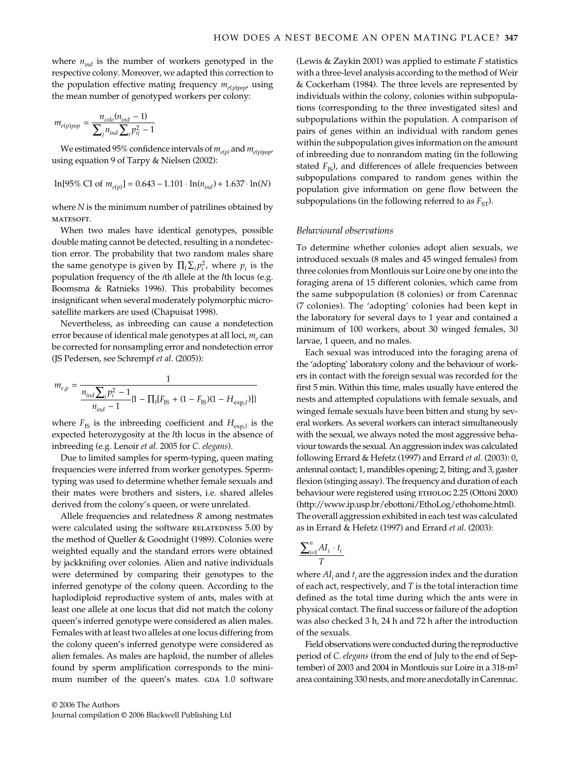where $n_{ind}$ is the number of workers genotyped in the respective colony. Moreover, we adapted this correction to the population effective mating frequency $m_{e(p)pop}$, using the mean number of genotyped workers per colony:

$$m_{e(p)pop} = \frac{n_{colo}(n_{ind} - 1)}{\sum_j n_{ind} \sum_i p_{ij}^2 - 1}$$

We estimated 95% confidence intervals of $m_{e(p)}$ and $m_{e(p)pop}$, using equation 9 of Tarpy & Nielsen (2002):

$$\ln[95\% \text{ CI of } m_{e(p)}] = 0.643 - 1.101 \cdot \ln(n_{ind}) + 1.637 \cdot \ln(N)$$

where $N$ is the minimum number of patrilines obtained by MATESOFT.

When two males have identical genotypes, possible double mating cannot be detected, resulting in a nondetection error. The probability that two random males share the same genotype is given by $\prod_l \sum_i p_i^2$, where $p_i$ is the population frequency of the $i$th allele at the $l$th locus (e.g. Boomsma & Ratnieks 1996). This probability becomes insignificant when several moderately polymorphic microsatellite markers are used (Chapuisat 1998).

Nevertheless, as inbreeding can cause a nondetection error because of identical male genotypes at all loci, $m_e$ can be corrected for nonsampling error and nondetection error (JS Pedersen, see Schrempf *et al*. (2005)):

$$m_{e,p} = \frac{1}{\dfrac{n_{ind} \sum_i p_i^2 - 1}{n_{ind} - 1}\{1 - \prod_l [F_{IS} + (1 - F_{IS})(1 - H_{\exp,l})]\}}$$

where $F_{IS}$ is the inbreeding coefficient and $H_{\exp,l}$ is the expected heterozygosity at the $l$th locus in the absence of inbreeding (e.g. Lenoir *et al*. 2005 for *C. elegans*).

Due to limited samples for sperm-typing, queen mating frequencies were inferred from worker genotypes. Sperm-typing was used to determine whether female sexuals and their mates were brothers and sisters, i.e. shared alleles derived from the colony's queen, or were unrelated.

Allele frequencies and relatedness $R$ among nestmates were calculated using the software RELATEDNESS 5.00 by the method of Queller & Goodnight (1989). Colonies were weighted equally and the standard errors were obtained by jackknifing over colonies. Alien and native individuals were determined by comparing their genotypes to the inferred genotype of the colony queen. According to the haplodiploid reproductive system of ants, males with at least one allele at one locus that did not match the colony queen's inferred genotype were considered as alien males. Females with at least two alleles at one locus differing from the colony queen's inferred genotype were considered as alien females. As males are haploid, the number of alleles found by sperm amplification corresponds to the minimum number of the queen's mates. GDA 1.0 software (Lewis & Zaykin 2001) was applied to estimate $F$ statistics with a three-level analysis according to the method of Weir & Cockerham (1984). The three levels are represented by individuals within the colony, colonies within subpopulations (corresponding to the three investigated sites) and subpopulations within the population. A comparison of pairs of genes within an individual with random genes within the subpopulation gives information on the amount of inbreeding due to nonrandom mating (in the following stated $F_{IS}$), and differences of allele frequencies between subpopulations compared to random genes within the population give information on gene flow between the subpopulations (in the following referred to as $F_{ST}$).

### *Behavioural observations*

To determine whether colonies adopt alien sexuals, we introduced sexuals (8 males and 45 winged females) from three colonies from Montlouis sur Loire one by one into the foraging arena of 15 different colonies, which came from the same subpopulation (8 colonies) or from Carennac (7 colonies). The 'adopting' colonies had been kept in the laboratory for several days to 1 year and contained a minimum of 100 workers, about 30 winged females, 30 larvae, 1 queen, and no males.

Each sexual was introduced into the foraging arena of the 'adopting' laboratory colony and the behaviour of workers in contact with the foreign sexual was recorded for the first 5 min. Within this time, males usually have entered the nests and attempted copulations with female sexuals, and winged female sexuals have been bitten and stung by several workers. As several workers can interact simultaneously with the sexual, we always noted the most aggressive behaviour towards the sexual. An aggression index was calculated following Errard & Hefetz (1997) and Errard *et al*. (2003): 0, antennal contact; 1, mandibles opening; 2, biting; and 3, gaster flexion (stinging assay). The frequency and duration of each behaviour were registered using ETHOLOG 2.25 (Ottoni 2000) (http://www.ip.usp.br/ebottoni/EthoLog/ethohome.html). The overall aggression exhibited in each test was calculated as in Errard & Hefetz (1997) and Errard *et al*. (2003):

$$\frac{\sum_{i=1}^{n} AI_i \cdot t_i}{T}$$

where $AI_i$ and $t_i$ are the aggression index and the duration of each act, respectively, and $T$ is the total interaction time defined as the total time during which the ants were in physical contact. The final success or failure of the adoption was also checked 3 h, 24 h and 72 h after the introduction of the sexuals.

Field observations were conducted during the reproductive period of *C. elegans* (from the end of July to the end of September) of 2003 and 2004 in Montlouis sur Loire in a 318-m$^2$ area containing 330 nests, and more anecdotally in Carennac.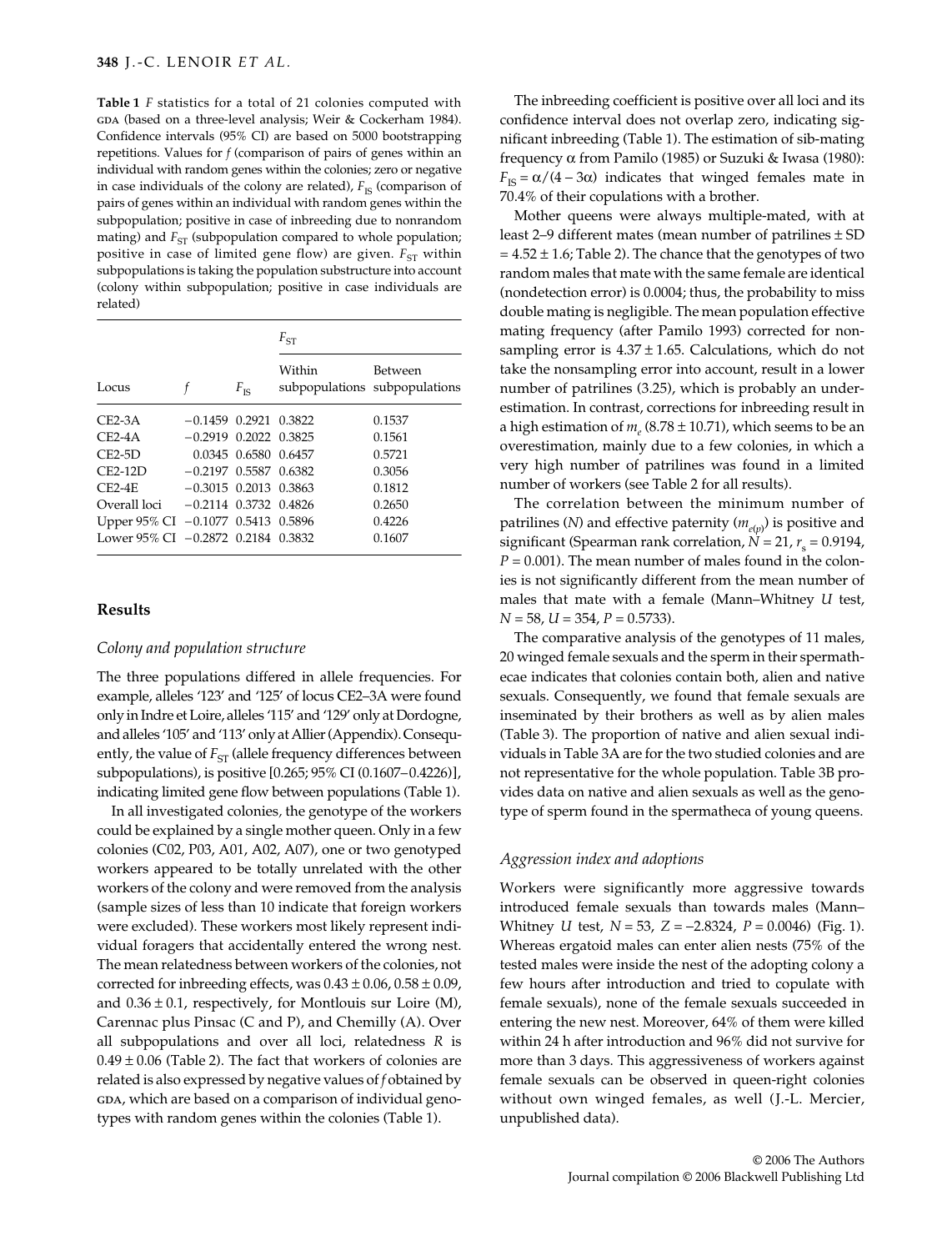**Table 1** $F$ statistics for a total of 21 colonies computed with GDA (based on a three-level analysis; Weir & Cockerham 1984). Confidence intervals (95% CI) are based on 5000 bootstrapping repetitions. Values for $f$ (comparison of pairs of genes within an individual with random genes within the colonies; zero or negative in case individuals of the colony are related), $F_{IS}$ (comparison of pairs of genes within an individual with random genes within the subpopulation; positive in case of inbreeding due to nonrandom mating) and $F_{ST}$ (subpopulation compared to whole population; positive in case of limited gene flow) are given. $F_{ST}$ within subpopulations is taking the population substructure into account (colony within subpopulation; positive in case individuals are related)

| Locus | $f$ | $F_{IS}$ | $F_{ST}$ | |
|---|---|---|---|---|
| | | | Within subpopulations | Between subpopulations |
| CE2-3A | −0.1459 | 0.2921 | 0.3822 | 0.1537 |
| CE2-4A | −0.2919 | 0.2022 | 0.3825 | 0.1561 |
| CE2-5D | 0.0345 | 0.6580 | 0.6457 | 0.5721 |
| CE2-12D | −0.2197 | 0.5587 | 0.6382 | 0.3056 |
| CE2-4E | −0.3015 | 0.2013 | 0.3863 | 0.1812 |
| Overall loci | −0.2114 | 0.3732 | 0.4826 | 0.2650 |
| Upper 95% CI | −0.1077 | 0.5413 | 0.5896 | 0.4226 |
| Lower 95% CI | −0.2872 | 0.2184 | 0.3832 | 0.1607 |

## Results

### Colony and population structure

The three populations differed in allele frequencies. For example, alleles '123' and '125' of locus CE2–3A were found only in Indre et Loire, alleles '115' and '129' only at Dordogne, and alleles '105' and '113' only at Allier (Appendix). Consequently, the value of $F_{ST}$ (allele frequency differences between subpopulations), is positive [0.265; 95% CI (0.1607–0.4226)], indicating limited gene flow between populations (Table 1).

In all investigated colonies, the genotype of the workers could be explained by a single mother queen. Only in a few colonies (C02, P03, A01, A02, A07), one or two genotyped workers appeared to be totally unrelated with the other workers of the colony and were removed from the analysis (sample sizes of less than 10 indicate that foreign workers were excluded). These workers most likely represent individual foragers that accidentally entered the wrong nest. The mean relatedness between workers of the colonies, not corrected for inbreeding effects, was $0.43 \pm 0.06$, $0.58 \pm 0.09$, and $0.36 \pm 0.1$, respectively, for Montlouis sur Loire (M), Carennac plus Pinsac (C and P), and Chemilly (A). Over all subpopulations and over all loci, relatedness $R$ is $0.49 \pm 0.06$ (Table 2). The fact that workers of colonies are related is also expressed by negative values of $f$ obtained by GDA, which are based on a comparison of individual genotypes with random genes within the colonies (Table 1).

The inbreeding coefficient is positive over all loci and its confidence interval does not overlap zero, indicating significant inbreeding (Table 1). The estimation of sib-mating frequency α from Pamilo (1985) or Suzuki & Iwasa (1980): $F_{IS} = \alpha/(4 - 3\alpha)$ indicates that winged females mate in 70.4% of their copulations with a brother.

Mother queens were always multiple-mated, with at least 2–9 different mates (mean number of patrilines ± SD = $4.52 \pm 1.6$; Table 2). The chance that the genotypes of two random males that mate with the same female are identical (nondetection error) is 0.0004; thus, the probability to miss double mating is negligible. The mean population effective mating frequency (after Pamilo 1993) corrected for nonsampling error is $4.37 \pm 1.65$. Calculations, which do not take the nonsampling error into account, result in a lower number of patrilines (3.25), which is probably an underestimation. In contrast, corrections for inbreeding result in a high estimation of $m_e$ ($8.78 \pm 10.71$), which seems to be an overestimation, mainly due to a few colonies, in which a very high number of patrilines was found in a limited number of workers (see Table 2 for all results).

The correlation between the minimum number of patrilines ($N$) and effective paternity ($m_{e(p)}$) is positive and significant (Spearman rank correlation, $N = 21$, $r_s = 0.9194$, $P = 0.001$). The mean number of males found in the colonies is not significantly different from the mean number of males that mate with a female (Mann–Whitney $U$ test, $N = 58$, $U = 354$, $P = 0.5733$).

The comparative analysis of the genotypes of 11 males, 20 winged female sexuals and the sperm in their spermathecae indicates that colonies contain both, alien and native sexuals. Consequently, we found that female sexuals are inseminated by their brothers as well as by alien males (Table 3). The proportion of native and alien sexual individuals in Table 3A are for the two studied colonies and are not representative for the whole population. Table 3B provides data on native and alien sexuals as well as the genotype of sperm found in the spermatheca of young queens.

### Aggression index and adoptions

Workers were significantly more aggressive towards introduced female sexuals than towards males (Mann–Whitney $U$ test, $N = 53$, $Z = -2.8324$, $P = 0.0046$) (Fig. 1). Whereas ergatoid males can enter alien nests (75% of the tested males were inside the nest of the adopting colony a few hours after introduction and tried to copulate with female sexuals), none of the female sexuals succeeded in entering the new nest. Moreover, 64% of them were killed within 24 h after introduction and 96% did not survive for more than 3 days. This aggressiveness of workers against female sexuals can be observed in queen-right colonies without own winged females, as well (J.-L. Mercier, unpublished data).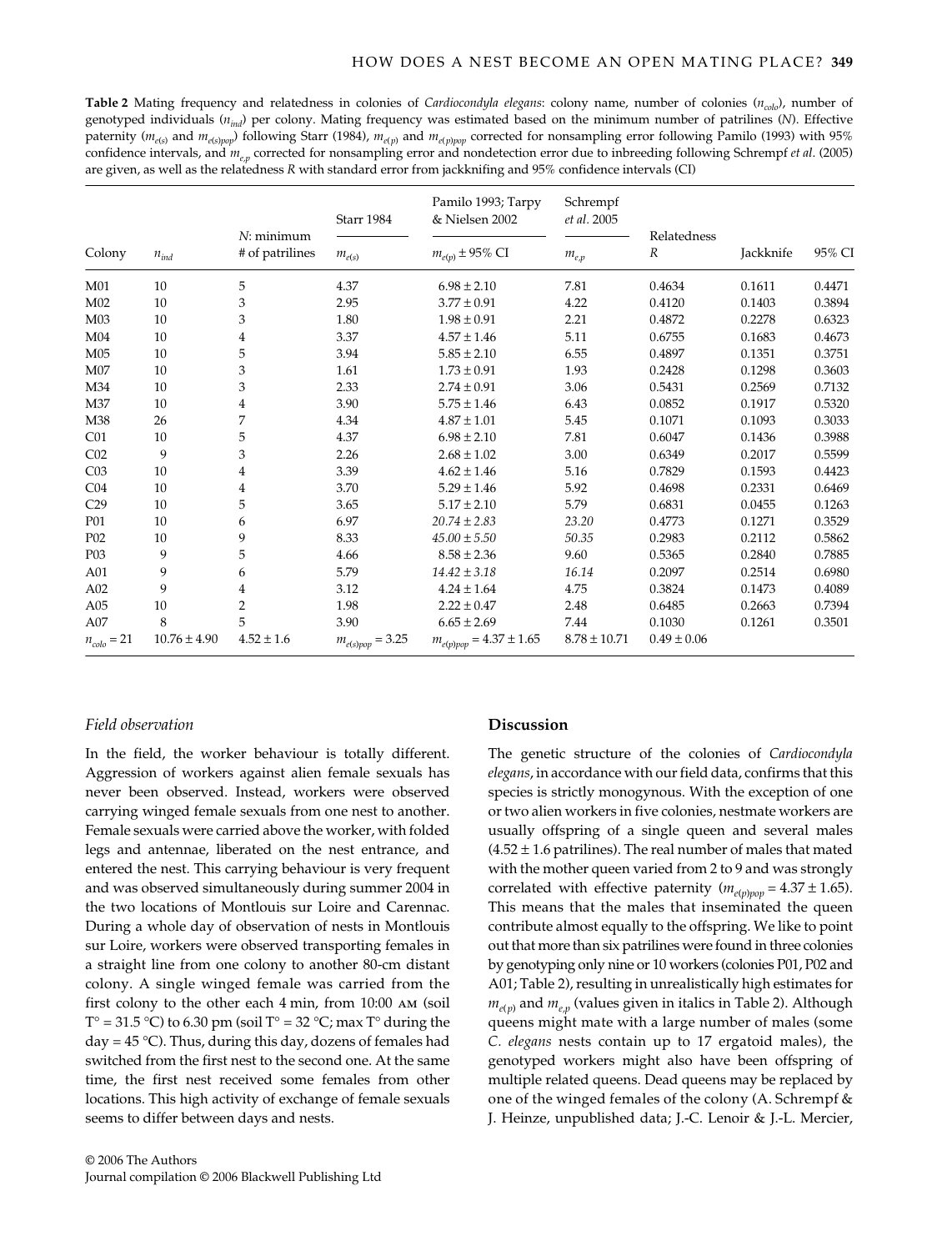**Table 2** Mating frequency and relatedness in colonies of *Cardiocondyla elegans*: colony name, number of colonies ($n_{colo}$), number of genotyped individuals ($n_{ind}$) per colony. Mating frequency was estimated based on the minimum number of patrilines ($N$). Effective paternity ($m_{e(s)}$ and $m_{e(s)pop}$) following Starr (1984), $m_{e(p)}$ and $m_{e(p)pop}$ corrected for nonsampling error following Pamilo (1993) with 95% confidence intervals, and $m_{e,p}$ corrected for nonsampling error and nondetection error due to inbreeding following Schrempf *et al*. (2005) are given, as well as the relatedness $R$ with standard error from jackknifing and 95% confidence intervals (CI)

| Colony | $n_{ind}$ | $N$: minimum # of patrilines | Starr 1984 $m_{e(s)}$ | Pamilo 1993; Tarpy & Nielsen 2002 $m_{e(p)}$ ± 95% CI | Schrempf *et al*. 2005 $m_{e,p}$ | Relatedness $R$ | Jackknife | 95% CI |
|---|---|---|---|---|---|---|---|---|
| M01 | 10 | 5 | 4.37 | 6.98 ± 2.10 | 7.81 | 0.4634 | 0.1611 | 0.4471 |
| M02 | 10 | 3 | 2.95 | 3.77 ± 0.91 | 4.22 | 0.4120 | 0.1403 | 0.3894 |
| M03 | 10 | 3 | 1.80 | 1.98 ± 0.91 | 2.21 | 0.4872 | 0.2278 | 0.6323 |
| M04 | 10 | 4 | 3.37 | 4.57 ± 1.46 | 5.11 | 0.6755 | 0.1683 | 0.4673 |
| M05 | 10 | 5 | 3.94 | 5.85 ± 2.10 | 6.55 | 0.4897 | 0.1351 | 0.3751 |
| M07 | 10 | 3 | 1.61 | 1.73 ± 0.91 | 1.93 | 0.2428 | 0.1298 | 0.3603 |
| M34 | 10 | 3 | 2.33 | 2.74 ± 0.91 | 3.06 | 0.5431 | 0.2569 | 0.7132 |
| M37 | 10 | 4 | 3.90 | 5.75 ± 1.46 | 6.43 | 0.0852 | 0.1917 | 0.5320 |
| M38 | 26 | 7 | 4.34 | 4.87 ± 1.01 | 5.45 | 0.1071 | 0.1093 | 0.3033 |
| C01 | 10 | 5 | 4.37 | 6.98 ± 2.10 | 7.81 | 0.6047 | 0.1436 | 0.3988 |
| C02 | 9 | 3 | 2.26 | 2.68 ± 1.02 | 3.00 | 0.6349 | 0.2017 | 0.5599 |
| C03 | 10 | 4 | 3.39 | 4.62 ± 1.46 | 5.16 | 0.7829 | 0.1593 | 0.4423 |
| C04 | 10 | 4 | 3.70 | 5.29 ± 1.46 | 5.92 | 0.4698 | 0.2331 | 0.6469 |
| C29 | 10 | 5 | 3.65 | 5.17 ± 2.10 | 5.79 | 0.6831 | 0.0455 | 0.1263 |
| P01 | 10 | 6 | 6.97 | *20.74 ± 2.83* | *23.20* | 0.4773 | 0.1271 | 0.3529 |
| P02 | 10 | 9 | 8.33 | *45.00 ± 5.50* | *50.35* | 0.2983 | 0.2112 | 0.5862 |
| P03 | 9 | 5 | 4.66 | 8.58 ± 2.36 | 9.60 | 0.5365 | 0.2840 | 0.7885 |
| A01 | 9 | 6 | 5.79 | *14.42 ± 3.18* | *16.14* | 0.2097 | 0.2514 | 0.6980 |
| A02 | 9 | 4 | 3.12 | 4.24 ± 1.64 | 4.75 | 0.3824 | 0.1473 | 0.4089 |
| A05 | 10 | 2 | 1.98 | 2.22 ± 0.47 | 2.48 | 0.6485 | 0.2663 | 0.7394 |
| A07 | 8 | 5 | 3.90 | 6.65 ± 2.69 | 7.44 | 0.1030 | 0.1261 | 0.3501 |
| $n_{colo}$ = 21 | 10.76 ± 4.90 | 4.52 ± 1.6 | $m_{e(s)pop}$ = 3.25 | $m_{e(p)pop}$ = 4.37 ± 1.65 | 8.78 ± 10.71 | 0.49 ± 0.06 | | |

### Field observation

In the field, the worker behaviour is totally different. Aggression of workers against alien female sexuals has never been observed. Instead, workers were observed carrying winged female sexuals from one nest to another. Female sexuals were carried above the worker, with folded legs and antennae, liberated on the nest entrance, and entered the nest. This carrying behaviour is very frequent and was observed simultaneously during summer 2004 in the two locations of Montlouis sur Loire and Carennac. During a whole day of observation of nests in Montlouis sur Loire, workers were observed transporting females in a straight line from one colony to another 80-cm distant colony. A single winged female was carried from the first colony to the other each 4 min, from 10:00 AM (soil T° = 31.5 °C) to 6.30 pm (soil T° = 32 °C; max T° during the day = 45 °C). Thus, during this day, dozens of females had switched from the first nest to the second one. At the same time, the first nest received some females from other locations. This high activity of exchange of female sexuals seems to differ between days and nests.

## Discussion

The genetic structure of the colonies of *Cardiocondyla elegans*, in accordance with our field data, confirms that this species is strictly monogynous. With the exception of one or two alien workers in five colonies, nestmate workers are usually offspring of a single queen and several males (4.52 ± 1.6 patrilines). The real number of males that mated with the mother queen varied from 2 to 9 and was strongly correlated with effective paternity ($m_{e(p)pop}$ = 4.37 ± 1.65). This means that the males that inseminated the queen contribute almost equally to the offspring. We like to point out that more than six patrilines were found in three colonies by genotyping only nine or 10 workers (colonies P01, P02 and A01; Table 2), resulting in unrealistically high estimates for $m_{e(p)}$ and $m_{e,p}$ (values given in italics in Table 2). Although queens might mate with a large number of males (some *C. elegans* nests contain up to 17 ergatoid males), the genotyped workers might also have been offspring of multiple related queens. Dead queens may be replaced by one of the winged females of the colony (A. Schrempf & J. Heinze, unpublished data; J.-C. Lenoir & J.-L. Mercier,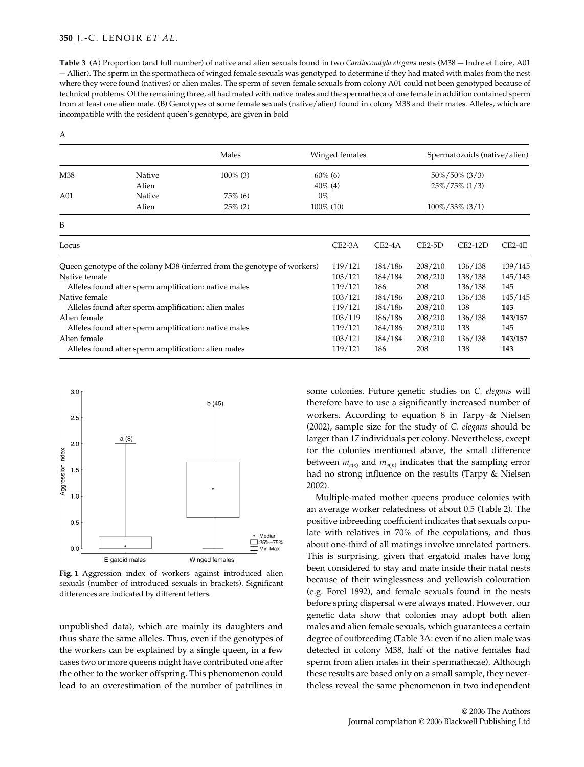**Table 3** (A) Proportion (and full number) of native and alien sexuals found in two *Cardiocondyla elegans* nests (M38 — Indre et Loire, A01 — Allier). The sperm in the spermatheca of winged female sexuals was genotyped to determine if they had mated with males from the nest where they were found (natives) or alien males. The sperm of seven female sexuals from colony A01 could not been genotyped because of technical problems. Of the remaining three, all had mated with native males and the spermatheca of one female in addition contained sperm from at least one alien male. (B) Genotypes of some female sexuals (native/alien) found in colony M38 and their mates. Alleles, which are incompatible with the resident queen's genotype, are given in bold

A

| | | Males | Winged females | Spermatozoids (native/alien) |
|---|---|---|---|---|
| M38 | Native | 100% (3) | 60% (6) | 50%/50% (3/3) |
| | Alien | | 40% (4) | 25%/75% (1/3) |
| A01 | Native | 75% (6) | 0% | |
| | Alien | 25% (2) | 100% (10) | 100%/33% (3/1) |

B

| Locus | CE2-3A | CE2-4A | CE2-5D | CE2-12D | CE2-4E |
|---|---|---|---|---|---|
| Queen genotype of the colony M38 (inferred from the genotype of workers) | 119/121 | 184/186 | 208/210 | 136/138 | 139/145 |
| Native female | 103/121 | 184/184 | 208/210 | 138/138 | 145/145 |
| Alleles found after sperm amplification: native males | 119/121 | 186 | 208 | 136/138 | 145 |
| Native female | 103/121 | 184/186 | 208/210 | 136/138 | 145/145 |
| Alleles found after sperm amplification: alien males | 119/121 | 184/186 | 208/210 | 138 | **143** |
| Alien female | 103/119 | 186/186 | 208/210 | 136/138 | **143/157** |
| Alleles found after sperm amplification: native males | 119/121 | 184/186 | 208/210 | 138 | 145 |
| Alien female | 103/121 | 184/184 | 208/210 | 136/138 | **143/157** |
| Alleles found after sperm amplification: alien males | 119/121 | 186 | 208 | 138 | **143** |

**Fig. 1** Aggression index of workers against introduced alien sexuals (number of introduced sexuals in brackets). Significant differences are indicated by different letters.

unpublished data), which are mainly its daughters and thus share the same alleles. Thus, even if the genotypes of the workers can be explained by a single queen, in a few cases two or more queens might have contributed one after the other to the worker offspring. This phenomenon could lead to an overestimation of the number of patrilines in some colonies. Future genetic studies on *C. elegans* will therefore have to use a significantly increased number of workers. According to equation 8 in Tarpy & Nielsen (2002), sample size for the study of *C. elegans* should be larger than 17 individuals per colony. Nevertheless, except for the colonies mentioned above, the small difference between $m_{e(s)}$ and $m_{e(p)}$ indicates that the sampling error had no strong influence on the results (Tarpy & Nielsen 2002).

Multiple-mated mother queens produce colonies with an average worker relatedness of about 0.5 (Table 2). The positive inbreeding coefficient indicates that sexuals copulate with relatives in 70% of the copulations, and thus about one-third of all matings involve unrelated partners. This is surprising, given that ergatoid males have long been considered to stay and mate inside their natal nests because of their winglessness and yellowish colouration (e.g. Forel 1892), and female sexuals found in the nests before spring dispersal were always mated. However, our genetic data show that colonies may adopt both alien males and alien female sexuals, which guarantees a certain degree of outbreeding (Table 3A: even if no alien male was detected in colony M38, half of the native females had sperm from alien males in their spermathecae). Although these results are based only on a small sample, they nevertheless reveal the same phenomenon in two independent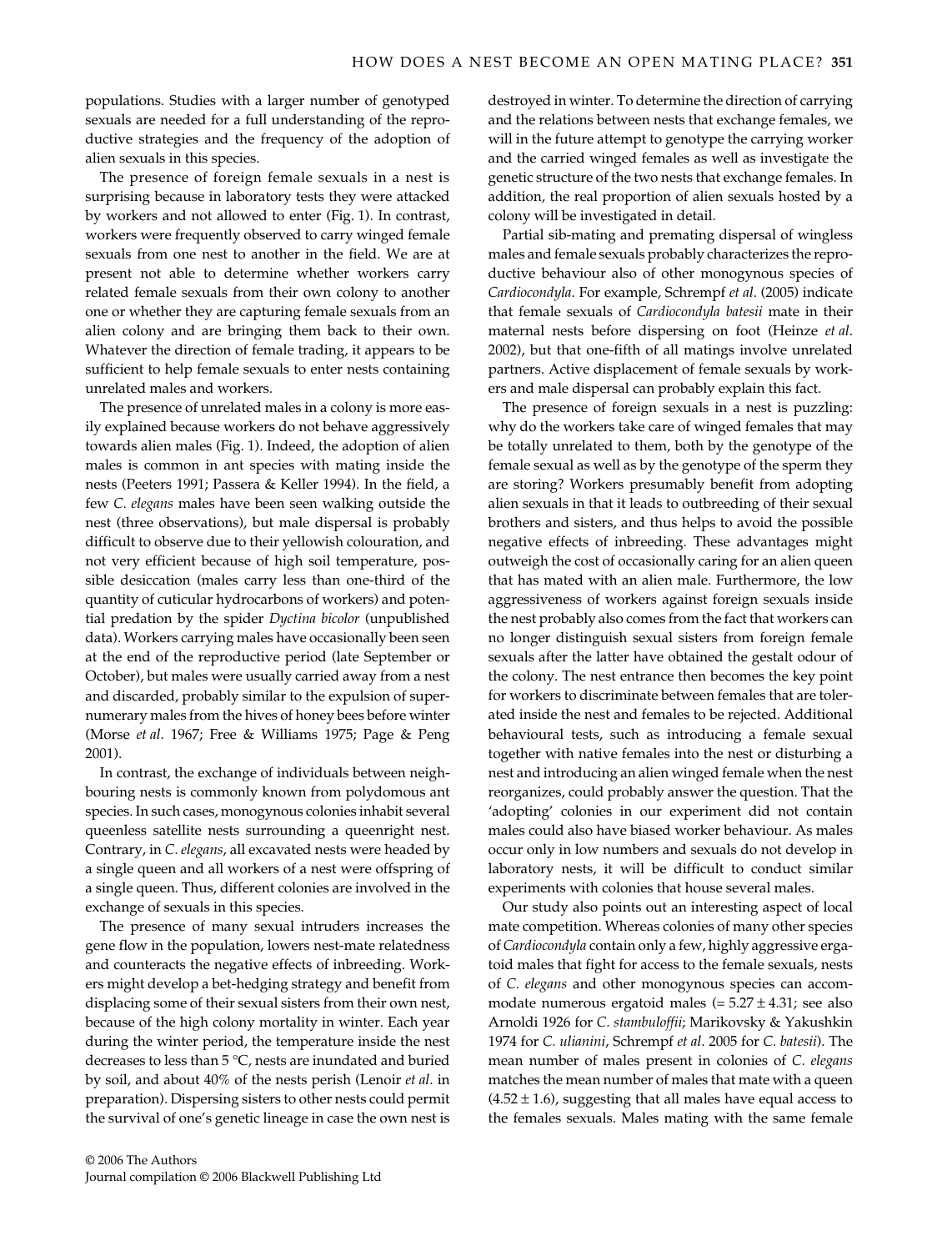populations. Studies with a larger number of genotyped sexuals are needed for a full understanding of the reproductive strategies and the frequency of the adoption of alien sexuals in this species.

The presence of foreign female sexuals in a nest is surprising because in laboratory tests they were attacked by workers and not allowed to enter (Fig. 1). In contrast, workers were frequently observed to carry winged female sexuals from one nest to another in the field. We are at present not able to determine whether workers carry related female sexuals from their own colony to another one or whether they are capturing female sexuals from an alien colony and are bringing them back to their own. Whatever the direction of female trading, it appears to be sufficient to help female sexuals to enter nests containing unrelated males and workers.

The presence of unrelated males in a colony is more easily explained because workers do not behave aggressively towards alien males (Fig. 1). Indeed, the adoption of alien males is common in ant species with mating inside the nests (Peeters 1991; Passera & Keller 1994). In the field, a few *C. elegans* males have been seen walking outside the nest (three observations), but male dispersal is probably difficult to observe due to their yellowish colouration, and not very efficient because of high soil temperature, possible desiccation (males carry less than one-third of the quantity of cuticular hydrocarbons of workers) and potential predation by the spider *Dyctina bicolor* (unpublished data). Workers carrying males have occasionally been seen at the end of the reproductive period (late September or October), but males were usually carried away from a nest and discarded, probably similar to the expulsion of supernumerary males from the hives of honey bees before winter (Morse *et al*. 1967; Free & Williams 1975; Page & Peng 2001).

In contrast, the exchange of individuals between neighbouring nests is commonly known from polydomous ant species. In such cases, monogynous colonies inhabit several queenless satellite nests surrounding a queenright nest. Contrary, in *C. elegans*, all excavated nests were headed by a single queen and all workers of a nest were offspring of a single queen. Thus, different colonies are involved in the exchange of sexuals in this species.

The presence of many sexual intruders increases the gene flow in the population, lowers nest-mate relatedness and counteracts the negative effects of inbreeding. Workers might develop a bet-hedging strategy and benefit from displacing some of their sexual sisters from their own nest, because of the high colony mortality in winter. Each year during the winter period, the temperature inside the nest decreases to less than 5 °C, nests are inundated and buried by soil, and about 40% of the nests perish (Lenoir *et al*. in preparation). Dispersing sisters to other nests could permit the survival of one's genetic lineage in case the own nest is destroyed in winter. To determine the direction of carrying and the relations between nests that exchange females, we will in the future attempt to genotype the carrying worker and the carried winged females as well as investigate the genetic structure of the two nests that exchange females. In addition, the real proportion of alien sexuals hosted by a colony will be investigated in detail.

Partial sib-mating and premating dispersal of wingless males and female sexuals probably characterizes the reproductive behaviour also of other monogynous species of *Cardiocondyla*. For example, Schrempf *et al*. (2005) indicate that female sexuals of *Cardiocondyla batesii* mate in their maternal nests before dispersing on foot (Heinze *et al*. 2002), but that one-fifth of all matings involve unrelated partners. Active displacement of female sexuals by workers and male dispersal can probably explain this fact.

The presence of foreign sexuals in a nest is puzzling: why do the workers take care of winged females that may be totally unrelated to them, both by the genotype of the female sexual as well as by the genotype of the sperm they are storing? Workers presumably benefit from adopting alien sexuals in that it leads to outbreeding of their sexual brothers and sisters, and thus helps to avoid the possible negative effects of inbreeding. These advantages might outweigh the cost of occasionally caring for an alien queen that has mated with an alien male. Furthermore, the low aggressiveness of workers against foreign sexuals inside the nest probably also comes from the fact that workers can no longer distinguish sexual sisters from foreign female sexuals after the latter have obtained the gestalt odour of the colony. The nest entrance then becomes the key point for workers to discriminate between females that are tolerated inside the nest and females to be rejected. Additional behavioural tests, such as introducing a female sexual together with native females into the nest or disturbing a nest and introducing an alien winged female when the nest reorganizes, could probably answer the question. That the 'adopting' colonies in our experiment did not contain males could also have biased worker behaviour. As males occur only in low numbers and sexuals do not develop in laboratory nests, it will be difficult to conduct similar experiments with colonies that house several males.

Our study also points out an interesting aspect of local mate competition. Whereas colonies of many other species of *Cardiocondyla* contain only a few, highly aggressive ergatoid males that fight for access to the female sexuals, nests of *C. elegans* and other monogynous species can accommodate numerous ergatoid males ($= 5.27 \pm 4.31$; see also Arnoldi 1926 for *C. stambuloffii*; Marikovsky & Yakushkin 1974 for *C. ulianini*, Schrempf *et al*. 2005 for *C. batesii*). The mean number of males present in colonies of *C. elegans* matches the mean number of males that mate with a queen ($4.52 \pm 1.6$), suggesting that all males have equal access to the females sexuals. Males mating with the same female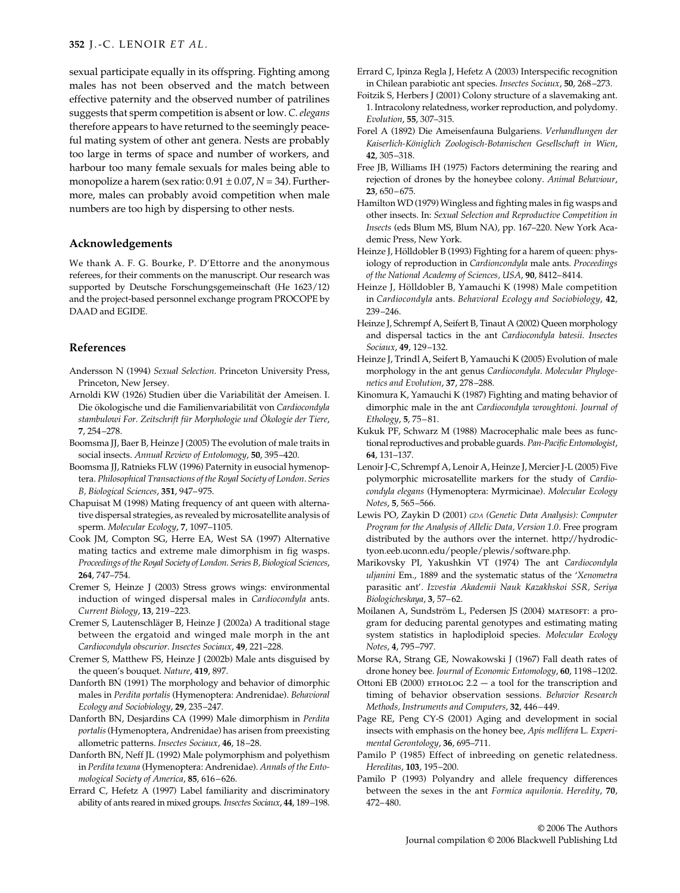sexual participate equally in its offspring. Fighting among males has not been observed and the match between effective paternity and the observed number of patrilines suggests that sperm competition is absent or low. *C. elegans* therefore appears to have returned to the seemingly peaceful mating system of other ant genera. Nests are probably too large in terms of space and number of workers, and harbour too many female sexuals for males being able to monopolize a harem (sex ratio: $0.91 \pm 0.07$, $N = 34$). Furthermore, males can probably avoid competition when male numbers are too high by dispersing to other nests.

## Acknowledgements

We thank A. F. G. Bourke, P. D'Ettorre and the anonymous referees, for their comments on the manuscript. Our research was supported by Deutsche Forschungsgemeinschaft (He 1623/12) and the project-based personnel exchange program PROCOPE by DAAD and EGIDE.

## References

Andersson N (1994) *Sexual Selection*. Princeton University Press, Princeton, New Jersey.

Arnoldi KW (1926) Studien über die Variabilität der Ameisen. I. Die ökologische und die Familienvariabilität von *Cardiocondyla stambulowi For. Zeitschrift für Morphologie und Ökologie der Tiere*, **7**, 254–278.

Boomsma JJ, Baer B, Heinze J (2005) The evolution of male traits in social insects. *Annual Review of Entomology*, **50**, 395–420.

Boomsma JJ, Ratnieks FLW (1996) Paternity in eusocial hymenoptera. *Philosophical Transactions of the Royal Society of London. Series B, Biological Sciences*, **351**, 947–975.

Chapuisat M (1998) Mating frequency of ant queen with alternative dispersal strategies, as revealed by microsatellite analysis of sperm. *Molecular Ecology*, **7**, 1097–1105.

Cook JM, Compton SG, Herre EA, West SA (1997) Alternative mating tactics and extreme male dimorphism in fig wasps. *Proceedings of the Royal Society of London. Series B, Biological Sciences*, **264**, 747–754.

Cremer S, Heinze J (2003) Stress grows wings: environmental induction of winged dispersal males in *Cardiocondyla* ants. *Current Biology*, **13**, 219–223.

Cremer S, Lautenschläger B, Heinze J (2002a) A traditional stage between the ergatoid and winged male morph in the ant *Cardiocondyla obscurior*. *Insectes Sociaux*, **49**, 221–228.

Cremer S, Matthew FS, Heinze J (2002b) Male ants disguised by the queen's bouquet. *Nature*, **419**, 897.

Danforth BN (1991) The morphology and behavior of dimorphic males in *Perdita portalis* (Hymenoptera: Andrenidae). *Behavioral Ecology and Sociobiology*, **29**, 235–247.

Danforth BN, Desjardins CA (1999) Male dimorphism in *Perdita portalis* (Hymenoptera, Andrenidae) has arisen from preexisting allometric patterns. *Insectes Sociaux*, **46**, 18–28.

Danforth BN, Neff JL (1992) Male polymorphism and polyethism in *Perdita texana* (Hymenoptera: Andrenidae). *Annals of the Entomological Society of America*, **85**, 616–626.

Errard C, Hefetz A (1997) Label familiarity and discriminatory ability of ants reared in mixed groups. *Insectes Sociaux*, **44**, 189–198.

Errard C, Ipinza Regla J, Hefetz A (2003) Interspecific recognition in Chilean parabiotic ant species. *Insectes Sociaux*, **50**, 268–273.

Foitzik S, Herbers J (2001) Colony structure of a slavemaking ant. 1. Intracolony relatedness, worker reproduction, and polydomy. *Evolution*, **55**, 307–315.

Forel A (1892) Die Ameisenfauna Bulgariens. *Verhandlungen der Kaiserlich-Königlich Zoologisch-Botanischen Gesellschaft in Wien*, **42**, 305–318.

Free JB, Williams IH (1975) Factors determining the rearing and rejection of drones by the honeybee colony. *Animal Behaviour*, **23**, 650–675.

Hamilton WD (1979) Wingless and fighting males in fig wasps and other insects. In: *Sexual Selection and Reproductive Competition in Insects* (eds Blum MS, Blum NA), pp. 167–220. New York Academic Press, New York.

Heinze J, Hölldobler B (1993) Fighting for a harem of queen: physiology of reproduction in *Cardiocondyla* male ants. *Proceedings of the National Academy of Sciences, USA*, **90**, 8412–8414.

Heinze J, Hölldobler B, Yamauchi K (1998) Male competition in *Cardiocondyla* ants. *Behavioral Ecology and Sociobiology*, **42**, 239–246.

Heinze J, Schrempf A, Seifert B, Tinaut A (2002) Queen morphology and dispersal tactics in the ant *Cardiocondyla batesii*. *Insectes Sociaux*, **49**, 129–132.

Heinze J, Trindl A, Seifert B, Yamauchi K (2005) Evolution of male morphology in the ant genus *Cardiocondyla*. *Molecular Phylogenetics and Evolution*, **37**, 278–288.

Kinomura K, Yamauchi K (1987) Fighting and mating behavior of dimorphic male in the ant *Cardiocondyla wroughtoni*. *Journal of Ethology*, **5**, 75–81.

Kukuk PF, Schwarz M (1988) Macrocephalic male bees as functional reproductives and probable guards. *Pan-Pacific Entomologist*, **64**, 131–137.

Lenoir J-C, Schrempf A, Lenoir A, Heinze J, Mercier J-L (2005) Five polymorphic microsatellite markers for the study of *Cardiocondyla elegans* (Hymenoptera: Myrmicinae). *Molecular Ecology Notes*, **5**, 565–566.

Lewis PO, Zaykin D (2001) *GDA (Genetic Data Analysis): Computer Program for the Analysis of Allelic Data, Version 1.0*. Free program distributed by the authors over the internet. http://hydrodictyon.eeb.uconn.edu/people/plewis/software.php.

Marikovsky PI, Yakushkin VT (1974) The ant *Cardiocondyla uljanini* Em., 1889 and the systematic status of the '*Xenometra* parasitic ant'. *Izvestia Akademii Nauk Kazakhskoi SSR, Seriya Biologicheskaya*, **3**, 57–62.

Moilanen A, Sundström L, Pedersen JS (2004) MATESOFT: a program for deducing parental genotypes and estimating mating system statistics in haplodiploid species. *Molecular Ecology Notes*, **4**, 795–797.

Morse RA, Strang GE, Nowakowski J (1967) Fall death rates of drone honey bee. *Journal of Economic Entomology*, **60**, 1198–1202.

Ottoni EB (2000) ETHOLOG 2.2 — a tool for the transcription and timing of behavior observation sessions. *Behavior Research Methods, Instruments and Computers*, **32**, 446–449.

Page RE, Peng CY-S (2001) Aging and development in social insects with emphasis on the honey bee, *Apis mellifera* L. *Experimental Gerontology*, **36**, 695–711.

Pamilo P (1985) Effect of inbreeding on genetic relatedness. *Hereditas*, **103**, 195–200.

Pamilo P (1993) Polyandry and allele frequency differences between the sexes in the ant *Formica aquilonia*. *Heredity*, **70**, 472–480.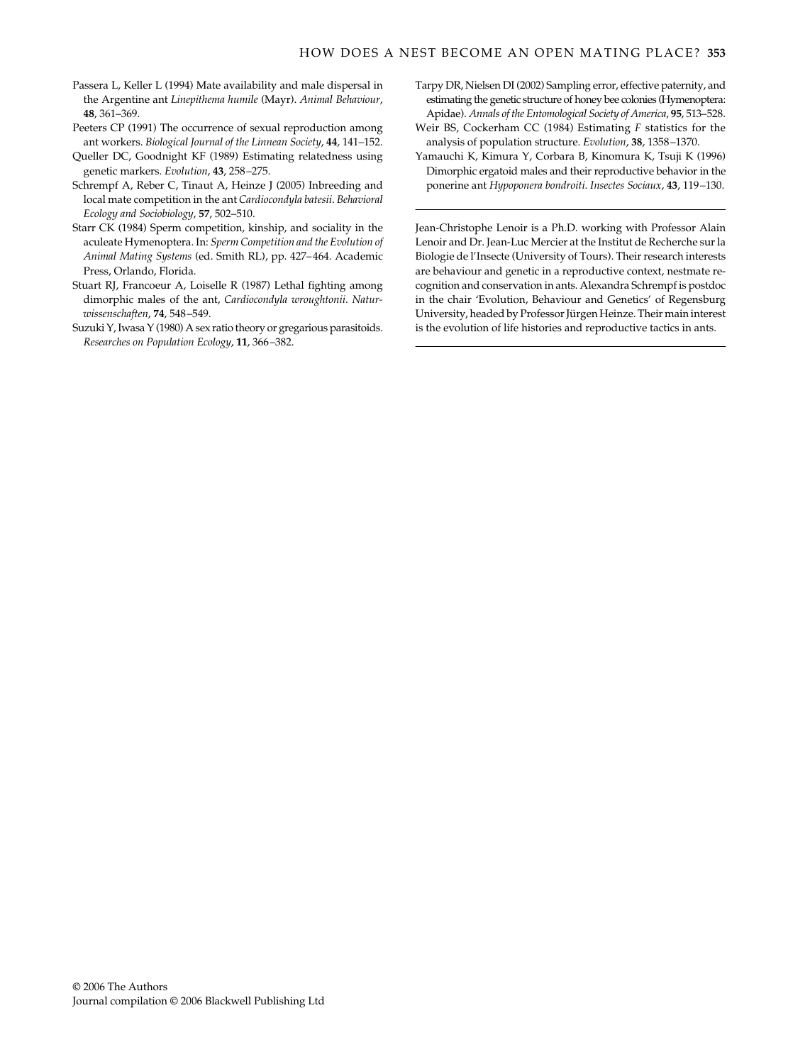Passera L, Keller L (1994) Mate availability and male dispersal in the Argentine ant *Linepithema humile* (Mayr). *Animal Behaviour*, **48**, 361–369.

Peeters CP (1991) The occurrence of sexual reproduction among ant workers. *Biological Journal of the Linnean Society*, **44**, 141–152.

Queller DC, Goodnight KF (1989) Estimating relatedness using genetic markers. *Evolution*, **43**, 258–275.

Schrempf A, Reber C, Tinaut A, Heinze J (2005) Inbreeding and local mate competition in the ant *Cardiocondyla batesii*. *Behavioral Ecology and Sociobiology*, **57**, 502–510.

Starr CK (1984) Sperm competition, kinship, and sociality in the aculeate Hymenoptera. In: *Sperm Competition and the Evolution of Animal Mating Systems* (ed. Smith RL), pp. 427–464. Academic Press, Orlando, Florida.

Stuart RJ, Francoeur A, Loiselle R (1987) Lethal fighting among dimorphic males of the ant, *Cardiocondyla wroughtonii*. *Naturwissenschaften*, **74**, 548–549.

Suzuki Y, Iwasa Y (1980) A sex ratio theory or gregarious parasitoids. *Researches on Population Ecology*, **11**, 366–382.

Tarpy DR, Nielsen DI (2002) Sampling error, effective paternity, and estimating the genetic structure of honey bee colonies (Hymenoptera: Apidae). *Annals of the Entomological Society of America*, **95**, 513–528.

Weir BS, Cockerham CC (1984) Estimating *F* statistics for the analysis of population structure. *Evolution*, **38**, 1358–1370.

Yamauchi K, Kimura Y, Corbara B, Kinomura K, Tsuji K (1996) Dimorphic ergatoid males and their reproductive behavior in the ponerine ant *Hypoponera bondroiti*. *Insectes Sociaux*, **43**, 119–130.

---

Jean-Christophe Lenoir is a Ph.D. working with Professor Alain Lenoir and Dr. Jean-Luc Mercier at the Institut de Recherche sur la Biologie de l'Insecte (University of Tours). Their research interests are behaviour and genetic in a reproductive context, nestmate recognition and conservation in ants. Alexandra Schrempf is postdoc in the chair 'Evolution, Behaviour and Genetics' of Regensburg University, headed by Professor Jürgen Heinze. Their main interest is the evolution of life histories and reproductive tactics in ants.

---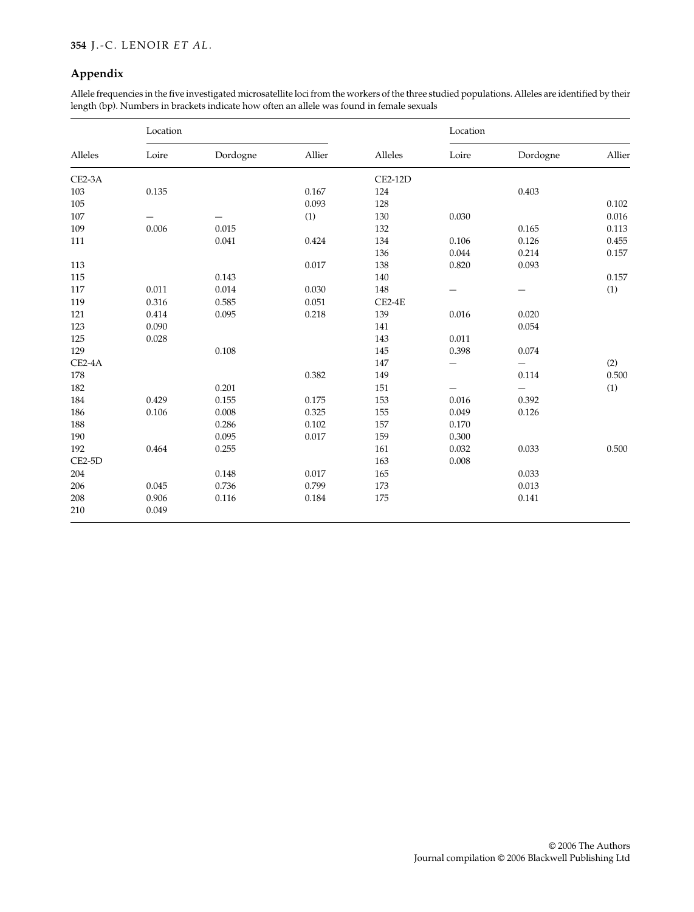## Appendix

Allele frequencies in the five investigated microsatellite loci from the workers of the three studied populations. Alleles are identified by their length (bp). Numbers in brackets indicate how often an allele was found in female sexuals

| | Location | | | | Location | | |
|---|---|---|---|---|---|---|---|
| Alleles | Loire | Dordogne | Allier | Alleles | Loire | Dordogne | Allier |
| CE2-3A | | | | CE2-12D | | | |
| 103 | 0.135 | | 0.167 | 124 | | 0.403 | |
| 105 | | | 0.093 | 128 | | | 0.102 |
| 107 | — | — | (1) | 130 | 0.030 | | 0.016 |
| 109 | 0.006 | 0.015 | | 132 | | 0.165 | 0.113 |
| 111 | | 0.041 | 0.424 | 134 | 0.106 | 0.126 | 0.455 |
| | | | | 136 | 0.044 | 0.214 | 0.157 |
| 113 | | | 0.017 | 138 | 0.820 | 0.093 | |
| 115 | | 0.143 | | 140 | | | 0.157 |
| 117 | 0.011 | 0.014 | 0.030 | 148 | — | — | (1) |
| 119 | 0.316 | 0.585 | 0.051 | CE2-4E | | | |
| 121 | 0.414 | 0.095 | 0.218 | 139 | 0.016 | 0.020 | |
| 123 | 0.090 | | | 141 | | 0.054 | |
| 125 | 0.028 | | | 143 | 0.011 | | |
| 129 | | 0.108 | | 145 | 0.398 | 0.074 | |
| CE2-4A | | | | 147 | — | — | (2) |
| 178 | | | 0.382 | 149 | | 0.114 | 0.500 |
| 182 | | 0.201 | | 151 | — | — | (1) |
| 184 | 0.429 | 0.155 | 0.175 | 153 | 0.016 | 0.392 | |
| 186 | 0.106 | 0.008 | 0.325 | 155 | 0.049 | 0.126 | |
| 188 | | 0.286 | 0.102 | 157 | 0.170 | | |
| 190 | | 0.095 | 0.017 | 159 | 0.300 | | |
| 192 | 0.464 | 0.255 | | 161 | 0.032 | 0.033 | 0.500 |
| CE2-5D | | | | 163 | 0.008 | | |
| 204 | | 0.148 | 0.017 | 165 | | 0.033 | |
| 206 | 0.045 | 0.736 | 0.799 | 173 | | 0.013 | |
| 208 | 0.906 | 0.116 | 0.184 | 175 | | 0.141 | |
| 210 | 0.049 | | | | | | |